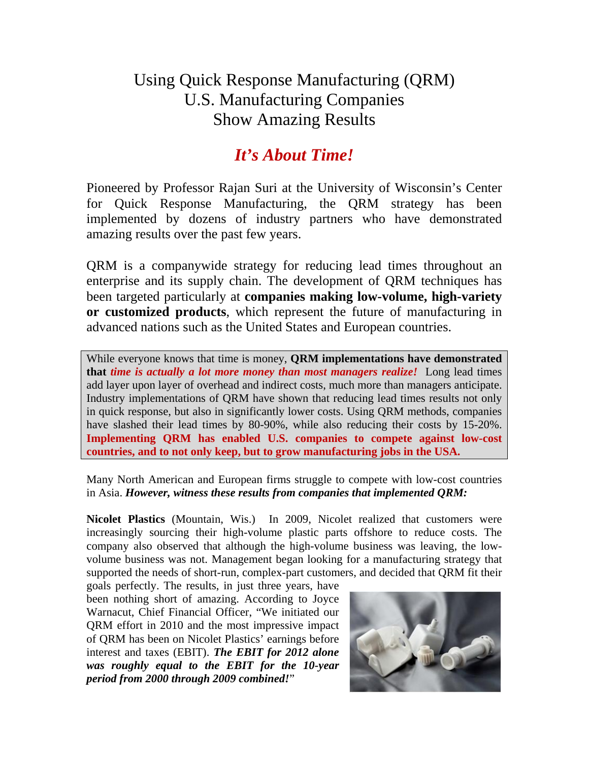# Using Quick Response Manufacturing (QRM) U.S. Manufacturing Companies Show Amazing Results

## *It's About Time!*

Pioneered by Professor Rajan Suri at the University of Wisconsin's Center for Quick Response Manufacturing, the QRM strategy has been implemented by dozens of industry partners who have demonstrated amazing results over the past few years.

QRM is a companywide strategy for reducing lead times throughout an enterprise and its supply chain. The development of QRM techniques has been targeted particularly at **companies making low-volume, high-variety or customized products**, which represent the future of manufacturing in advanced nations such as the United States and European countries.

> While everyone knows that time is money, **QRM implementations have demonstrated that** ***time is actually a lot more money than most managers realize!*** Long lead times add layer upon layer of overhead and indirect costs, much more than managers anticipate. Industry implementations of QRM have shown that reducing lead times results not only in quick response, but also in significantly lower costs. Using QRM methods, companies have slashed their lead times by 80-90%, while also reducing their costs by 15-20%. **Implementing QRM has enabled U.S. companies to compete against low-cost countries, and to not only keep, but to grow manufacturing jobs in the USA.**

Many North American and European firms struggle to compete with low-cost countries in Asia. ***However, witness these results from companies that implemented QRM:***

**Nicolet Plastics** (Mountain, Wis.) In 2009, Nicolet realized that customers were increasingly sourcing their high-volume plastic parts offshore to reduce costs. The company also observed that although the high-volume business was leaving, the low-volume business was not. Management began looking for a manufacturing strategy that supported the needs of short-run, complex-part customers, and decided that QRM fit their goals perfectly. The results, in just three years, have been nothing short of amazing. According to Joyce Warnacut, Chief Financial Officer, "We initiated our QRM effort in 2010 and the most impressive impact of QRM has been on Nicolet Plastics' earnings before interest and taxes (EBIT). ***The EBIT for 2012 alone was roughly equal to the EBIT for the 10-year period from 2000 through 2009 combined!***"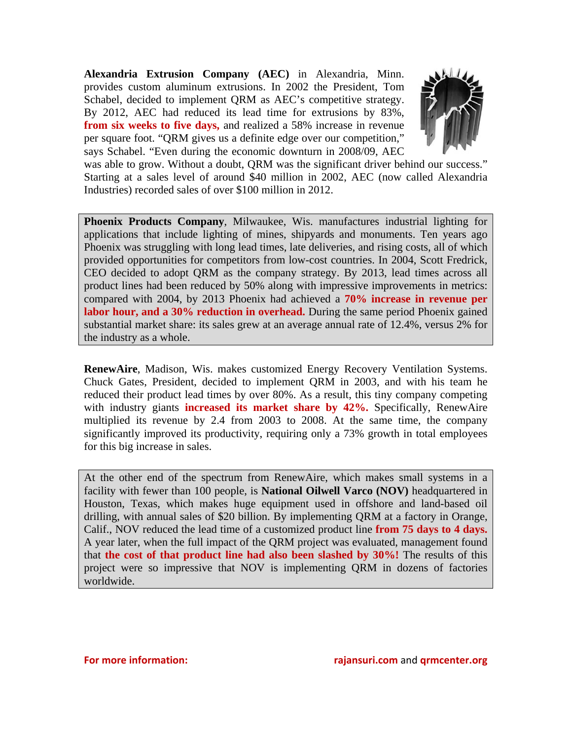**Alexandria Extrusion Company (AEC)** in Alexandria, Minn. provides custom aluminum extrusions. In 2002 the President, Tom Schabel, decided to implement QRM as AEC's competitive strategy. By 2012, AEC had reduced its lead time for extrusions by 83%, **from six weeks to five days,** and realized a 58% increase in revenue per square foot. "QRM gives us a definite edge over our competition," says Schabel. "Even during the economic downturn in 2008/09, AEC was able to grow. Without a doubt, QRM was the significant driver behind our success." Starting at a sales level of around $40 million in 2002, AEC (now called Alexandria Industries) recorded sales of over $100 million in 2012.

**Phoenix Products Company**, Milwaukee, Wis. manufactures industrial lighting for applications that include lighting of mines, shipyards and monuments. Ten years ago Phoenix was struggling with long lead times, late deliveries, and rising costs, all of which provided opportunities for competitors from low-cost countries. In 2004, Scott Fredrick, CEO decided to adopt QRM as the company strategy. By 2013, lead times across all product lines had been reduced by 50% along with impressive improvements in metrics: compared with 2004, by 2013 Phoenix had achieved a **70% increase in revenue per labor hour, and a 30% reduction in overhead.** During the same period Phoenix gained substantial market share: its sales grew at an average annual rate of 12.4%, versus 2% for the industry as a whole.

**RenewAire**, Madison, Wis. makes customized Energy Recovery Ventilation Systems. Chuck Gates, President, decided to implement QRM in 2003, and with his team he reduced their product lead times by over 80%. As a result, this tiny company competing with industry giants **increased its market share by 42%.** Specifically, RenewAire multiplied its revenue by 2.4 from 2003 to 2008. At the same time, the company significantly improved its productivity, requiring only a 73% growth in total employees for this big increase in sales.

At the other end of the spectrum from RenewAire, which makes small systems in a facility with fewer than 100 people, is **National Oilwell Varco (NOV)** headquartered in Houston, Texas, which makes huge equipment used in offshore and land-based oil drilling, with annual sales of $20 billion. By implementing QRM at a factory in Orange, Calif., NOV reduced the lead time of a customized product line **from 75 days to 4 days.** A year later, when the full impact of the QRM project was evaluated, management found that **the cost of that product line had also been slashed by 30%!** The results of this project were so impressive that NOV is implementing QRM in dozens of factories worldwide.

**For more information:** **rajansuri.com** and **qrmcenter.org**